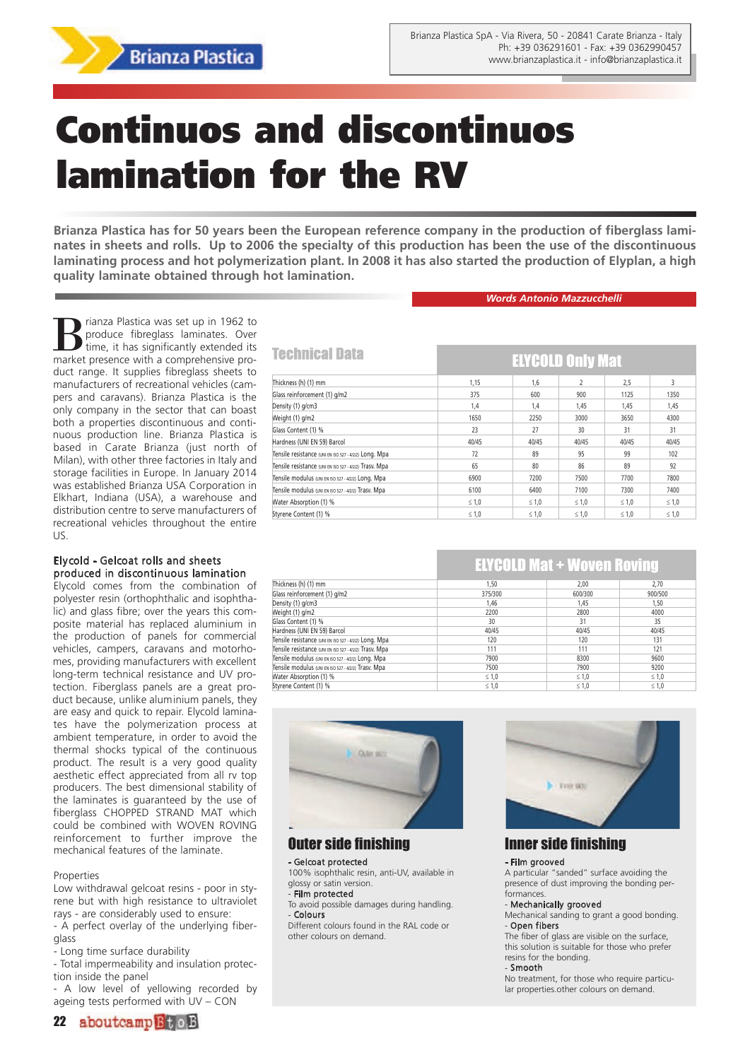# Continuos and discontinuos lamination for the RV

**Brianza Plastica has for 50 years been the European reference company in the production of fiberglass laminates in sheets and rolls. Up to 2006 the specialty of this production has been the use of the discontinuous laminating process and hot polymerization plant. In 2008 it has also started the production of Elyplan, a high quality laminate obtained through hot lamination.**

***Words Antonio Mazzucchelli***

Brianza Plastica was set up in 1962 to produce fibreglass laminates. Over time, it has significantly extended its market presence with a comprehensive product range. It supplies fibreglass sheets to manufacturers of recreational vehicles (campers and caravans). Brianza Plastica is the only company in the sector that can boast both a properties discontinuous and continuous production line. Brianza Plastica is based in Carate Brianza (just north of Milan), with other three factories in Italy and storage facilities in Europe. In January 2014 was established Brianza USA Corporation in Elkhart, Indiana (USA), a warehouse and distribution centre to serve manufacturers of recreational vehicles throughout the entire US.

### Elycold - Gelcoat rolls and sheets produced in discontinuous lamination

Elycold comes from the combination of polyester resin (orthophthalic and isophthalic) and glass fibre; over the years this composite material has replaced aluminium in the production of panels for commercial vehicles, campers, caravans and motorhomes, providing manufacturers with excellent long-term technical resistance and UV protection. Fiberglass panels are a great product because, unlike aluminium panels, they are easy and quick to repair. Elycold laminates have the polymerization process at ambient temperature, in order to avoid the thermal shocks typical of the continuous product. The result is a very good quality aesthetic effect appreciated from all rv top producers. The best dimensional stability of the laminates is guaranteed by the use of fiberglass CHOPPED STRAND MAT which could be combined with WOVEN ROVING reinforcement to further improve the mechanical features of the laminate.

Properties

Low withdrawal gelcoat resins - poor in styrene but with high resistance to ultraviolet rays - are considerably used to ensure:

- A perfect overlay of the underlying fiberglass
- Long time surface durability
- Total impermeability and insulation protection inside the panel
- A low level of yellowing recorded by ageing tests performed with UV – CON

## Technical Data

| ELYCOLD Only Mat | | | | | |
|---|---|---|---|---|---|
| Thickness (h) (1) mm | 1,15 | 1,6 | 2 | 2,5 | 3 |
| Glass reinforcement (1) g/m2 | 375 | 600 | 900 | 1125 | 1350 |
| Density (1) g/cm3 | 1,4 | 1,4 | 1,45 | 1,45 | 1,45 |
| Weight (1) g/m2 | 1650 | 2250 | 3000 | 3650 | 4300 |
| Glass Content (1) % | 23 | 27 | 30 | 31 | 31 |
| Hardness (UNI EN 59) Barcol | 40/45 | 40/45 | 40/45 | 40/45 | 40/45 |
| Tensile resistance (UNI EN ISO 527 - 4/2/2) Long. Mpa | 72 | 89 | 95 | 99 | 102 |
| Tensile resistance (UNI EN ISO 527 - 4/2/2) Trasv. Mpa | 65 | 80 | 86 | 89 | 92 |
| Tensile modulus (UNI EN ISO 527 - 4/2/2) Long. Mpa | 6900 | 7200 | 7500 | 7700 | 7800 |
| Tensile modulus (UNI EN ISO 527 - 4/2/2) Trasv. Mpa | 6100 | 6400 | 7100 | 7300 | 7400 |
| Water Absorption (1) % | ≤ 1,0 | ≤ 1,0 | ≤ 1,0 | ≤ 1,0 | ≤ 1,0 |
| Styrene Content (1) % | ≤ 1,0 | ≤ 1,0 | ≤ 1,0 | ≤ 1,0 | ≤ 1,0 |

| ELYCOLD Mat + Woven Roving | | | |
|---|---|---|---|
| Thickness (h) (1) mm | 1,50 | 2,00 | 2,70 |
| Glass reinforcement (1) g/m2 | 375/300 | 600/300 | 900/500 |
| Density (1) g/cm3 | 1,46 | 1,45 | 1,50 |
| Weight (1) g/m2 | 2200 | 2800 | 4000 |
| Glass Content (1) % | 30 | 31 | 35 |
| Hardness (UNI EN 59) Barcol | 40/45 | 40/45 | 40/45 |
| Tensile resistance (UNI EN ISO 527 - 4/2/2) Long. Mpa | 120 | 120 | 131 |
| Tensile resistance (UNI EN ISO 527 - 4/2/2) Trasv. Mpa | 111 | 111 | 121 |
| Tensile modulus (UNI EN ISO 527 - 4/2/2) Long. Mpa | 7900 | 8300 | 9600 |
| Tensile modulus (UNI EN ISO 527 - 4/2/2) Trasv. Mpa | 7500 | 7900 | 9200 |
| Water Absorption (1) % | ≤ 1,0 | ≤ 1,0 | ≤ 1,0 |
| Styrene Content (1) % | ≤ 1,0 | ≤ 1,0 | ≤ 1,0 |

### Outer side finishing

- Gelcoat protected
100% isophthalic resin, anti-UV, available in glossy or satin version.
- Film protected
To avoid possible damages during handling.
- Colours
Different colours found in the RAL code or other colours on demand.

### Inner side finishing

- Film grooved
A particular "sanded" surface avoiding the presence of dust improving the bonding performances.
- Mechanically grooved
Mechanical sanding to grant a good bonding.
- Open fibers
The fiber of glass are visible on the surface, this solution is suitable for those who prefer resins for the bonding.
- Smooth
No treatment, for those who require particular properties.other colours on demand.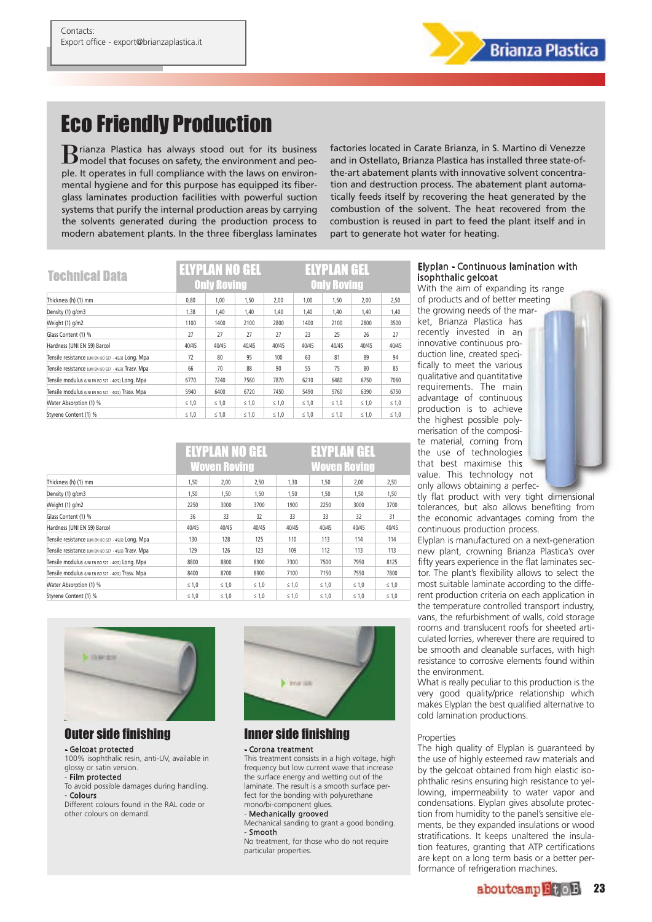Contacts:
Export office - export@brianzaplastica.it

Brianza Plastica

# Eco Friendly Production

Brianza Plastica has always stood out for its business model that focuses on safety, the environment and people. It operates in full compliance with the laws on environmental hygiene and for this purpose has equipped its fiberglass laminates production facilities with powerful suction systems that purify the internal production areas by carrying the solvents generated during the production process to modern abatement plants. In the three fiberglass laminates factories located in Carate Brianza, in S. Martino di Venezze and in Ostellato, Brianza Plastica has installed three state-of-the-art abatement plants with innovative solvent concentration and destruction process. The abatement plant automatically feeds itself by recovering the heat generated by the combustion of the solvent. The heat recovered from the combustion is reused in part to feed the plant itself and in part to generate hot water for heating.

## Technical Data

| Technical Data | ELYPLAN NO GEL Only Roving | | | | ELYPLAN GEL Only Roving | | | |
|---|---|---|---|---|---|---|---|---|
| Thickness (h) (1) mm | 0,80 | 1,00 | 1,50 | 2,00 | 1,00 | 1,50 | 2,00 | 2,50 |
| Density (1) g/cm3 | 1,38 | 1,40 | 1,40 | 1,40 | 1,40 | 1,40 | 1,40 | 1,40 |
| Weight (1) g/m2 | 1100 | 1400 | 2100 | 2800 | 1400 | 2100 | 2800 | 3500 |
| Glass Content (1) % | 27 | 27 | 27 | 27 | 23 | 25 | 26 | 27 |
| Hardness (UNI EN 59) Barcol | 40/45 | 40/45 | 40/45 | 40/45 | 40/45 | 40/45 | 40/45 | 40/45 |
| Tensile resistance (UNI EN ISO 527 - 4/2/2) Long. Mpa | 72 | 80 | 95 | 100 | 63 | 81 | 89 | 94 |
| Tensile resistance (UNI EN ISO 527 - 4/2/2) Trasv. Mpa | 66 | 70 | 88 | 90 | 55 | 75 | 80 | 85 |
| Tensile modulus (UNI EN ISO 527 - 4/2/2) Long. Mpa | 6770 | 7240 | 7560 | 7870 | 6210 | 6480 | 6750 | 7060 |
| Tensile modulus (UNI EN ISO 527 - 4/2/2) Trasv. Mpa | 5940 | 6400 | 6720 | 7450 | 5490 | 5760 | 6390 | 6750 |
| Water Absorption (1) % | ≤ 1,0 | ≤ 1,0 | ≤ 1,0 | ≤ 1,0 | ≤ 1,0 | ≤ 1,0 | ≤ 1,0 | ≤ 1,0 |
| Styrene Content (1) % | ≤ 1,0 | ≤ 1,0 | ≤ 1,0 | ≤ 1,0 | ≤ 1,0 | ≤ 1,0 | ≤ 1,0 | ≤ 1,0 |

| | ELYPLAN NO GEL Woven Roving | | | ELYPLAN GEL Woven Roving | | | |
|---|---|---|---|---|---|---|---|
| Thickness (h) (1) mm | 1,50 | 2,00 | 2,50 | 1,30 | 1,50 | 2,00 | 2,50 |
| Density (1) g/cm3 | 1,50 | 1,50 | 1,50 | 1,50 | 1,50 | 1,50 | 1,50 |
| Weight (1) g/m2 | 2250 | 3000 | 3700 | 1900 | 2250 | 3000 | 3700 |
| Glass Content (1) % | 36 | 33 | 32 | 33 | 33 | 32 | 31 |
| Hardness (UNI EN 59) Barcol | 40/45 | 40/45 | 40/45 | 40/45 | 40/45 | 40/45 | 40/45 |
| Tensile resistance (UNI EN ISO 527 - 4/2/2) Long. Mpa | 130 | 128 | 125 | 110 | 113 | 114 | 114 |
| Tensile resistance (UNI EN ISO 527 - 4/2/2) Trasv. Mpa | 129 | 126 | 123 | 109 | 112 | 113 | 113 |
| Tensile modulus (UNI EN ISO 527 - 4/2/2) Long. Mpa | 8800 | 8800 | 8900 | 7300 | 7500 | 7950 | 8125 |
| Tensile modulus (UNI EN ISO 527 - 4/2/2) Trasv. Mpa | 8400 | 8700 | 8900 | 7100 | 7150 | 7550 | 7800 |
| Water Absorption (1) % | ≤ 1,0 | ≤ 1,0 | ≤ 1,0 | ≤ 1,0 | ≤ 1,0 | ≤ 1,0 | ≤ 1,0 |
| Styrene Content (1) % | ≤ 1,0 | ≤ 1,0 | ≤ 1,0 | ≤ 1,0 | ≤ 1,0 | ≤ 1,0 | ≤ 1,0 |

## Outer side finishing

- **Gelcoat protected**
100% isophthalic resin, anti-UV, available in glossy or satin version.
- **Film protected**
To avoid possible damages during handling.
- **Colours**
Different colours found in the RAL code or other colours on demand.

## Inner side finishing

- **Corona treatment**
This treatment consists in a high voltage, high frequency but low current wave that increase the surface energy and wetting out of the laminate. The result is a smooth surface perfect for the bonding with polyurethane mono/bi-component glues.
- **Mechanically grooved**
Mechanical sanding to grant a good bonding.
- **Smooth**
No treatment, for those who do not require particular properties.

### Elyplan - Continuous lamination with isophthalic gelcoat

With the aim of expanding its range of products and of better meeting the growing needs of the market, Brianza Plastica has recently invested in an innovative continuous production line, created specifically to meet the various qualitative and quantitative requirements. The main advantage of continuous production is to achieve the highest possible polymerisation of the composite material, coming from the use of technologies that best maximise this value. This technology not only allows obtaining a perfectly flat product with very tight dimensional tolerances, but also allows benefiting from the economic advantages coming from the continuous production process.

Elyplan is manufactured on a next-generation new plant, crowning Brianza Plastica's over fifty years experience in the flat laminates sector. The plant's flexibility allows to select the most suitable laminate according to the different production criteria on each application in the temperature controlled transport industry, vans, the refurbishment of walls, cold storage rooms and translucent roofs for sheeted articulated lorries, wherever there are required to be smooth and cleanable surfaces, with high resistance to corrosive elements found within the environment.

What is really peculiar to this production is the very good quality/price relationship which makes Elyplan the best qualified alternative to cold lamination productions.

Properties

The high quality of Elyplan is guaranteed by the use of highly esteemed raw materials and by the gelcoat obtained from high elastic isophthalic resins ensuring high resistance to yellowing, impermeability to water vapor and condensations. Elyplan gives absolute protection from humidity to the panel's sensitive elements, be they expanded insulations or wood stratifications. It keeps unaltered the insulation features, granting that ATP certifications are kept on a long term basis or a better performance of refrigeration machines.